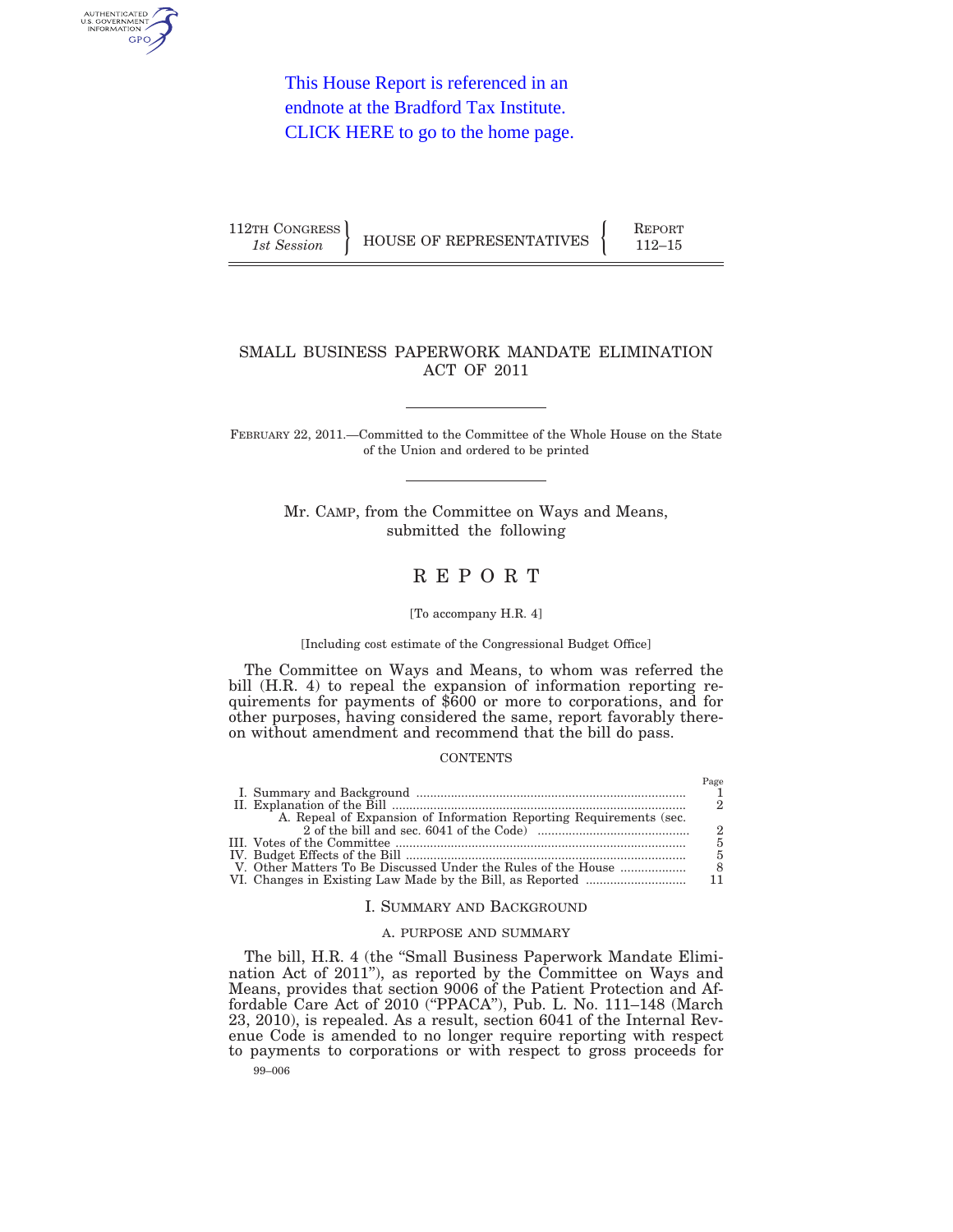This House Report is referenced in an endnote at the Bradford Tax Institute. CLICK HERE to go to the home page.

112TH CONGRESS
*1st Session*

HOUSE OF REPRESENTATIVES

REPORT
112–15

# SMALL BUSINESS PAPERWORK MANDATE ELIMINATION ACT OF 2011

FEBRUARY 22, 2011.—Committed to the Committee of the Whole House on the State of the Union and ordered to be printed

Mr. CAMP, from the Committee on Ways and Means, submitted the following

# REPORT

[To accompany H.R. 4]

[Including cost estimate of the Congressional Budget Office]

The Committee on Ways and Means, to whom was referred the bill (H.R. 4) to repeal the expansion of information reporting requirements for payments of $600 or more to corporations, and for other purposes, having considered the same, report favorably thereon without amendment and recommend that the bill do pass.

CONTENTS

| | Page |
|---|---|
| I. Summary and Background | 1 |
| II. Explanation of the Bill | 2 |
| A. Repeal of Expansion of Information Reporting Requirements (sec. 2 of the bill and sec. 6041 of the Code) | 2 |
| III. Votes of the Committee | 5 |
| IV. Budget Effects of the Bill | 5 |
| V. Other Matters To Be Discussed Under the Rules of the House | 8 |
| VI. Changes in Existing Law Made by the Bill, as Reported | 11 |

## I. SUMMARY AND BACKGROUND

### A. PURPOSE AND SUMMARY

The bill, H.R. 4 (the "Small Business Paperwork Mandate Elimination Act of 2011"), as reported by the Committee on Ways and Means, provides that section 9006 of the Patient Protection and Affordable Care Act of 2010 ("PPACA"), Pub. L. No. 111–148 (March 23, 2010), is repealed. As a result, section 6041 of the Internal Revenue Code is amended to no longer require reporting with respect to payments to corporations or with respect to gross proceeds for

99–006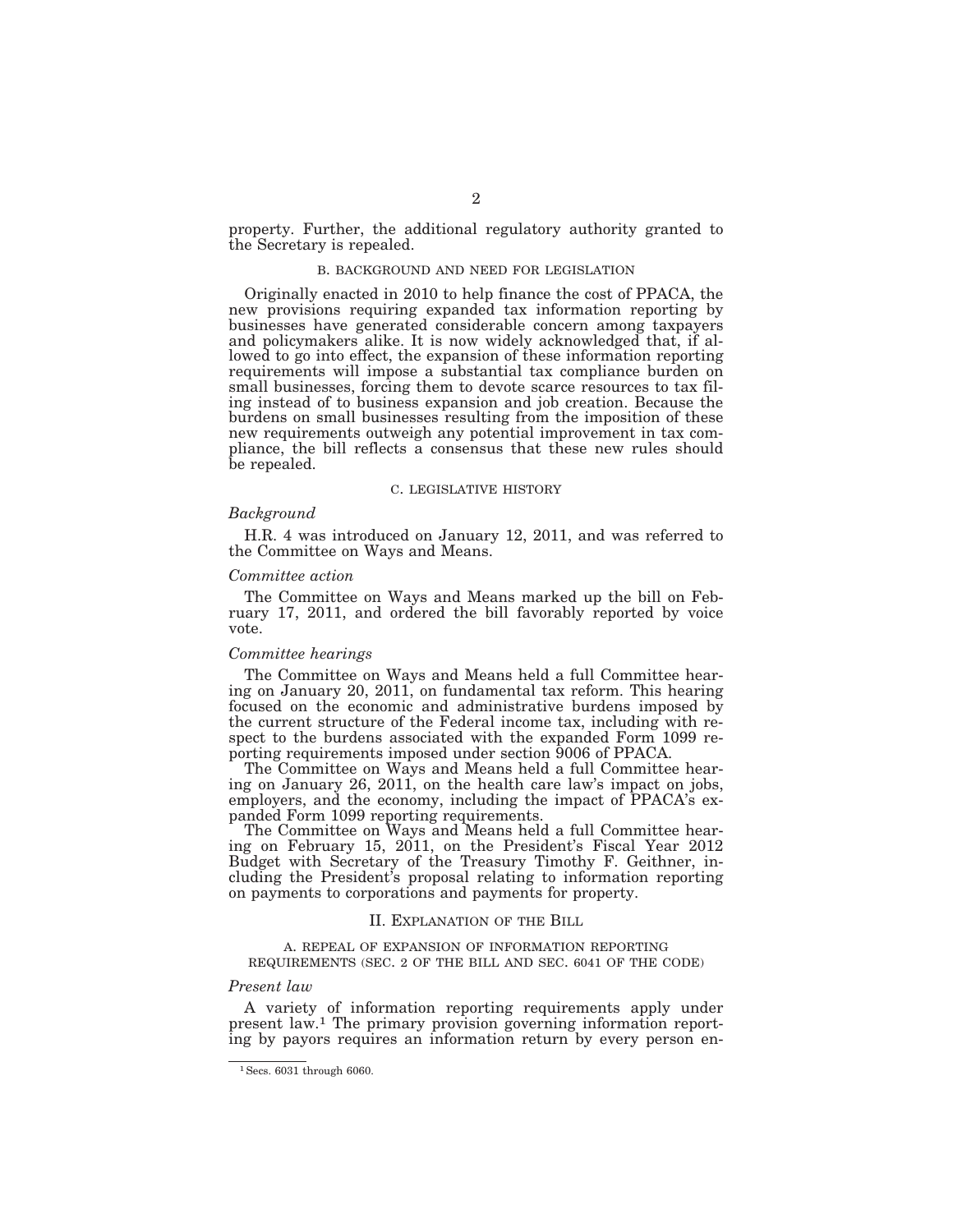property. Further, the additional regulatory authority granted to the Secretary is repealed.

### B. BACKGROUND AND NEED FOR LEGISLATION

Originally enacted in 2010 to help finance the cost of PPACA, the new provisions requiring expanded tax information reporting by businesses have generated considerable concern among taxpayers and policymakers alike. It is now widely acknowledged that, if allowed to go into effect, the expansion of these information reporting requirements will impose a substantial tax compliance burden on small businesses, forcing them to devote scarce resources to tax filing instead of to business expansion and job creation. Because the burdens on small businesses resulting from the imposition of these new requirements outweigh any potential improvement in tax compliance, the bill reflects a consensus that these new rules should be repealed.

### C. LEGISLATIVE HISTORY

*Background*

H.R. 4 was introduced on January 12, 2011, and was referred to the Committee on Ways and Means.

*Committee action*

The Committee on Ways and Means marked up the bill on February 17, 2011, and ordered the bill favorably reported by voice vote.

*Committee hearings*

The Committee on Ways and Means held a full Committee hearing on January 20, 2011, on fundamental tax reform. This hearing focused on the economic and administrative burdens imposed by the current structure of the Federal income tax, including with respect to the burdens associated with the expanded Form 1099 reporting requirements imposed under section 9006 of PPACA.

The Committee on Ways and Means held a full Committee hearing on January 26, 2011, on the health care law's impact on jobs, employers, and the economy, including the impact of PPACA's expanded Form 1099 reporting requirements.

The Committee on Ways and Means held a full Committee hearing on February 15, 2011, on the President's Fiscal Year 2012 Budget with Secretary of the Treasury Timothy F. Geithner, including the President's proposal relating to information reporting on payments to corporations and payments for property.

## II. EXPLANATION OF THE BILL

### A. REPEAL OF EXPANSION OF INFORMATION REPORTING REQUIREMENTS (SEC. 2 OF THE BILL AND SEC. 6041 OF THE CODE)

*Present law*

A variety of information reporting requirements apply under present law.[1] The primary provision governing information reporting by payors requires an information return by every person en-

[1] Secs. 6031 through 6060.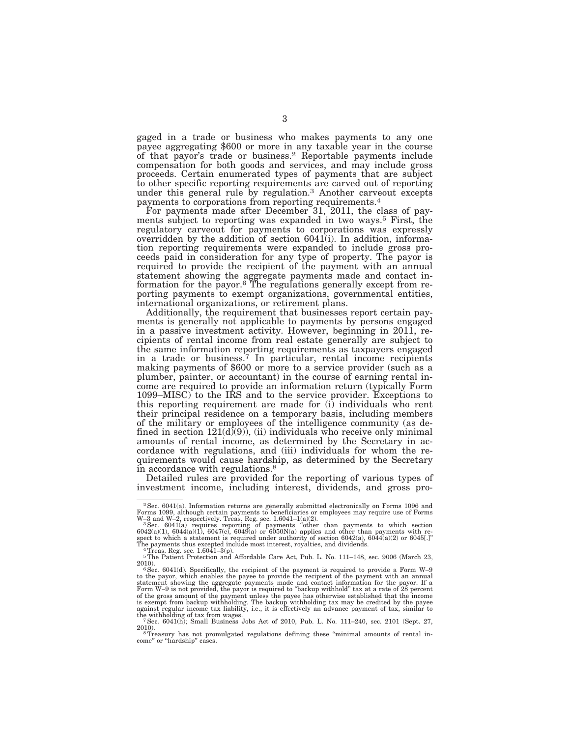gaged in a trade or business who makes payments to any one payee aggregating $600 or more in any taxable year in the course of that payor's trade or business.[2] Reportable payments include compensation for both goods and services, and may include gross proceeds. Certain enumerated types of payments that are subject to other specific reporting requirements are carved out of reporting under this general rule by regulation.[3] Another carveout excepts payments to corporations from reporting requirements.[4]

For payments made after December 31, 2011, the class of payments subject to reporting was expanded in two ways.[5] First, the regulatory carveout for payments to corporations was expressly overridden by the addition of section 6041(i). In addition, information reporting requirements were expanded to include gross proceeds paid in consideration for any type of property. The payor is required to provide the recipient of the payment with an annual statement showing the aggregate payments made and contact information for the payor.[6] The regulations generally except from reporting payments to exempt organizations, governmental entities, international organizations, or retirement plans.

Additionally, the requirement that businesses report certain payments is generally not applicable to payments by persons engaged in a passive investment activity. However, beginning in 2011, recipients of rental income from real estate generally are subject to the same information reporting requirements as taxpayers engaged in a trade or business.[7] In particular, rental income recipients making payments of $600 or more to a service provider (such as a plumber, painter, or accountant) in the course of earning rental income are required to provide an information return (typically Form 1099–MISC) to the IRS and to the service provider. Exceptions to this reporting requirement are made for (i) individuals who rent their principal residence on a temporary basis, including members of the military or employees of the intelligence community (as defined in section 121(d)(9)), (ii) individuals who receive only minimal amounts of rental income, as determined by the Secretary in accordance with regulations, and (iii) individuals for whom the requirements would cause hardship, as determined by the Secretary in accordance with regulations.[8]

Detailed rules are provided for the reporting of various types of investment income, including interest, dividends, and gross pro-

---

[2] Sec. 6041(a). Information returns are generally submitted electronically on Forms 1096 and Forms 1099, although certain payments to beneficiaries or employees may require use of Forms W–3 and W–2, respectively. Treas. Reg. sec. 1.6041–1(a)(2).

[3] Sec. 6041(a) requires reporting of payments "other than payments to which section 6042(a)(1), 6044(a)(1), 6047(c), 6049(a) or 6050N(a) applies and other than payments with respect to which a statement is required under authority of section 6042(a), 6044(a)(2) or 6045[.]" The payments thus excepted include most interest, royalties, and dividends.

[4] Treas. Reg. sec. 1.6041–3(p).

[5] The Patient Protection and Affordable Care Act, Pub. L. No. 111–148, sec. 9006 (March 23, 2010).

[6] Sec. 6041(d). Specifically, the recipient of the payment is required to provide a Form W–9 to the payor, which enables the payee to provide the recipient of the payment with an annual statement showing the aggregate payments made and contact information for the payor. If a Form W–9 is not provided, the payor is required to "backup withhold" tax at a rate of 28 percent of the gross amount of the payment unless the payee has otherwise established that the income is exempt from backup withholding. The backup withholding tax may be credited by the payee against regular income tax liability, i.e., it is effectively an advance payment of tax, similar to the withholding of tax from wages.

[7] Sec. 6041(h); Small Business Jobs Act of 2010, Pub. L. No. 111–240, sec. 2101 (Sept. 27, 2010).

[8] Treasury has not promulgated regulations defining these "minimal amounts of rental income" or "hardship" cases.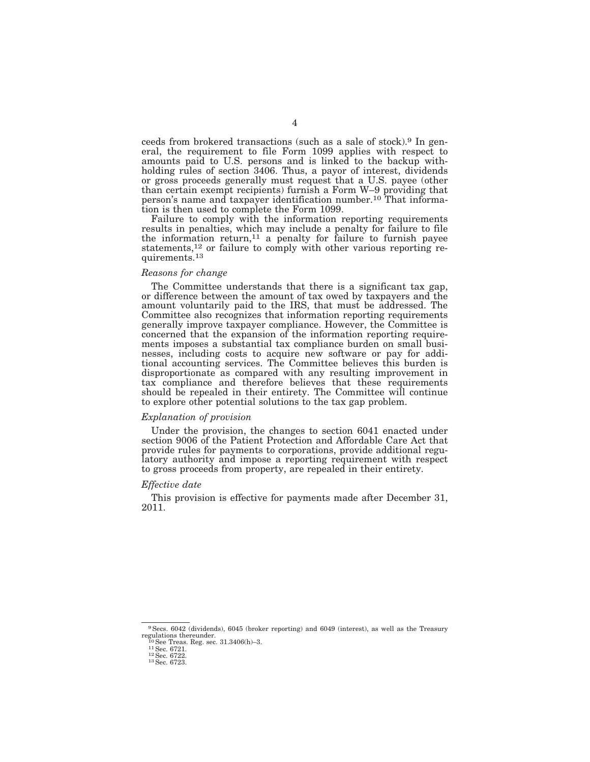ceeds from brokered transactions (such as a sale of stock).[9] In general, the requirement to file Form 1099 applies with respect to amounts paid to U.S. persons and is linked to the backup withholding rules of section 3406. Thus, a payor of interest, dividends or gross proceeds generally must request that a U.S. payee (other than certain exempt recipients) furnish a Form W–9 providing that person's name and taxpayer identification number.[10] That information is then used to complete the Form 1099.

Failure to comply with the information reporting requirements results in penalties, which may include a penalty for failure to file the information return,[11] a penalty for failure to furnish payee statements,[12] or failure to comply with other various reporting requirements.[13]

*Reasons for change*

The Committee understands that there is a significant tax gap, or difference between the amount of tax owed by taxpayers and the amount voluntarily paid to the IRS, that must be addressed. The Committee also recognizes that information reporting requirements generally improve taxpayer compliance. However, the Committee is concerned that the expansion of the information reporting requirements imposes a substantial tax compliance burden on small businesses, including costs to acquire new software or pay for additional accounting services. The Committee believes this burden is disproportionate as compared with any resulting improvement in tax compliance and therefore believes that these requirements should be repealed in their entirety. The Committee will continue to explore other potential solutions to the tax gap problem.

*Explanation of provision*

Under the provision, the changes to section 6041 enacted under section 9006 of the Patient Protection and Affordable Care Act that provide rules for payments to corporations, provide additional regulatory authority and impose a reporting requirement with respect to gross proceeds from property, are repealed in their entirety.

*Effective date*

This provision is effective for payments made after December 31, 2011.

---

[9] Secs. 6042 (dividends), 6045 (broker reporting) and 6049 (interest), as well as the Treasury regulations thereunder.

[10] See Treas. Reg. sec. 31.3406(h)–3.

[11] Sec. 6721.

[12] Sec. 6722.

[13] Sec. 6723.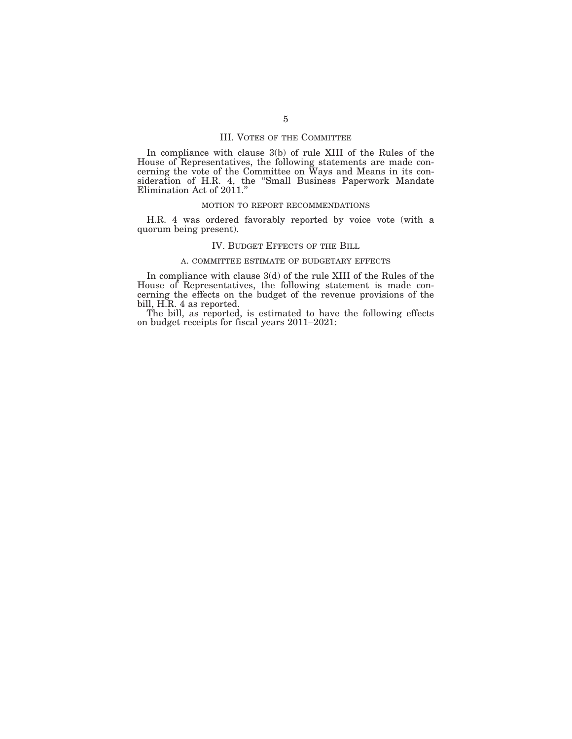## III. VOTES OF THE COMMITTEE

In compliance with clause 3(b) of rule XIII of the Rules of the House of Representatives, the following statements are made concerning the vote of the Committee on Ways and Means in its consideration of H.R. 4, the "Small Business Paperwork Mandate Elimination Act of 2011."

### MOTION TO REPORT RECOMMENDATIONS

H.R. 4 was ordered favorably reported by voice vote (with a quorum being present).

## IV. BUDGET EFFECTS OF THE BILL

### A. COMMITTEE ESTIMATE OF BUDGETARY EFFECTS

In compliance with clause 3(d) of the rule XIII of the Rules of the House of Representatives, the following statement is made concerning the effects on the budget of the revenue provisions of the bill, H.R. 4 as reported.

The bill, as reported, is estimated to have the following effects on budget receipts for fiscal years 2011–2021: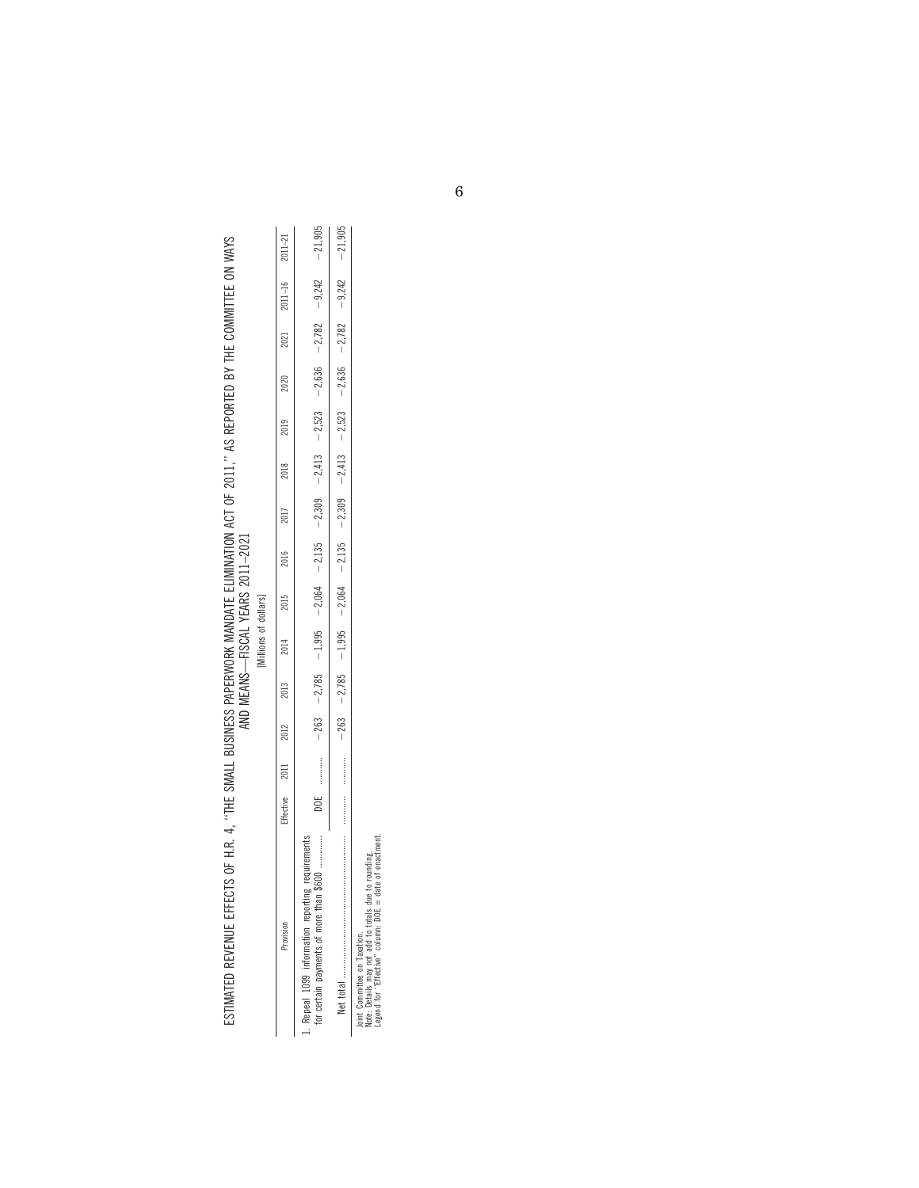ESTIMATED REVENUE EFFECTS OF H.R. 4, "THE SMALL BUSINESS PAPERWORK MANDATE ELIMINATION ACT OF 2011," AS REPORTED BY THE COMMITTEE ON WAYS AND MEANS—FISCAL YEARS 2011–2021

[Millions of dollars]

| Provision | Effective | 2011 | 2012 | 2013 | 2014 | 2015 | 2016 | 2017 | 2018 | 2019 | 2020 | 2021 | 2011–16 | 2011–21 |
|---|---|---|---|---|---|---|---|---|---|---|---|---|---|---|
| 1. Repeal 1099 information reporting requirements for certain payments of more than $600 | DOE | ............ | −263 | −2,785 | −1,995 | −2,064 | −2,135 | −2,309 | −2,413 | −2,523 | −2,636 | −2,782 | −9,242 | −21,905 |
| Net total | ............ | ............ | −263 | −2,785 | −1,995 | −2,064 | −2,135 | −2,309 | −2,413 | −2,523 | −2,636 | −2,782 | −9,242 | −21,905 |

Joint Committee on Taxation.
Note: Details may not add to totals due to rounding.
Legend for "Effective" column: DOE = date of enactment.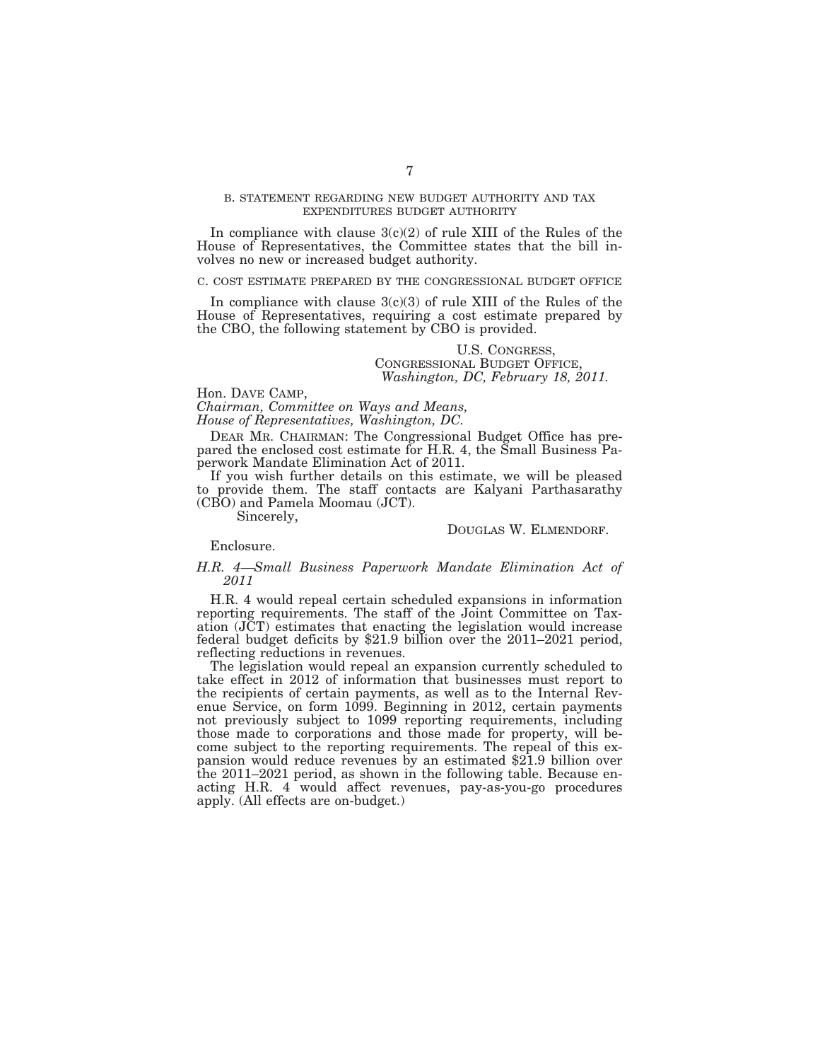### B. STATEMENT REGARDING NEW BUDGET AUTHORITY AND TAX EXPENDITURES BUDGET AUTHORITY

In compliance with clause 3(c)(2) of rule XIII of the Rules of the House of Representatives, the Committee states that the bill involves no new or increased budget authority.

### C. COST ESTIMATE PREPARED BY THE CONGRESSIONAL BUDGET OFFICE

In compliance with clause 3(c)(3) of rule XIII of the Rules of the House of Representatives, requiring a cost estimate prepared by the CBO, the following statement by CBO is provided.

U.S. CONGRESS,
CONGRESSIONAL BUDGET OFFICE,
*Washington, DC, February 18, 2011.*

Hon. DAVE CAMP,
*Chairman, Committee on Ways and Means,*
*House of Representatives, Washington, DC.*

DEAR MR. CHAIRMAN: The Congressional Budget Office has prepared the enclosed cost estimate for H.R. 4, the Small Business Paperwork Mandate Elimination Act of 2011.

If you wish further details on this estimate, we will be pleased to provide them. The staff contacts are Kalyani Parthasarathy (CBO) and Pamela Moomau (JCT).

Sincerely,

DOUGLAS W. ELMENDORF.

Enclosure.

*H.R. 4—Small Business Paperwork Mandate Elimination Act of 2011*

H.R. 4 would repeal certain scheduled expansions in information reporting requirements. The staff of the Joint Committee on Taxation (JCT) estimates that enacting the legislation would increase federal budget deficits by $21.9 billion over the 2011–2021 period, reflecting reductions in revenues.

The legislation would repeal an expansion currently scheduled to take effect in 2012 of information that businesses must report to the recipients of certain payments, as well as to the Internal Revenue Service, on form 1099. Beginning in 2012, certain payments not previously subject to 1099 reporting requirements, including those made to corporations and those made for property, will become subject to the reporting requirements. The repeal of this expansion would reduce revenues by an estimated $21.9 billion over the 2011–2021 period, as shown in the following table. Because enacting H.R. 4 would affect revenues, pay-as-you-go procedures apply. (All effects are on-budget.)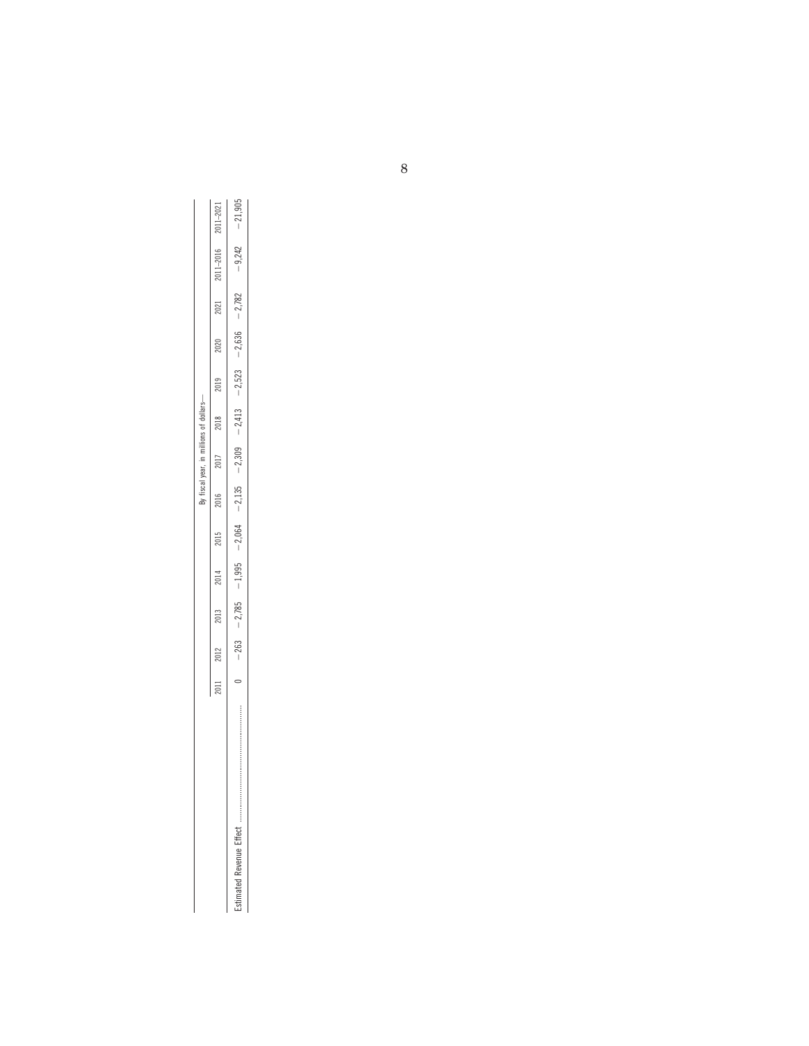| | By fiscal year, in millions of dollars— | | | | | | | | | | | | |
|---|---|---|---|---|---|---|---|---|---|---|---|---|---|
| | 2011 | 2012 | 2013 | 2014 | 2015 | 2016 | 2017 | 2018 | 2019 | 2020 | 2021 | 2011–2016 | 2011–2021 |
| Estimated Revenue Effect | 0 | −263 | −2,785 | −1,995 | −2,064 | −2,135 | −2,309 | −2,413 | −2,523 | −2,636 | −2,782 | −9,242 | −21,905 |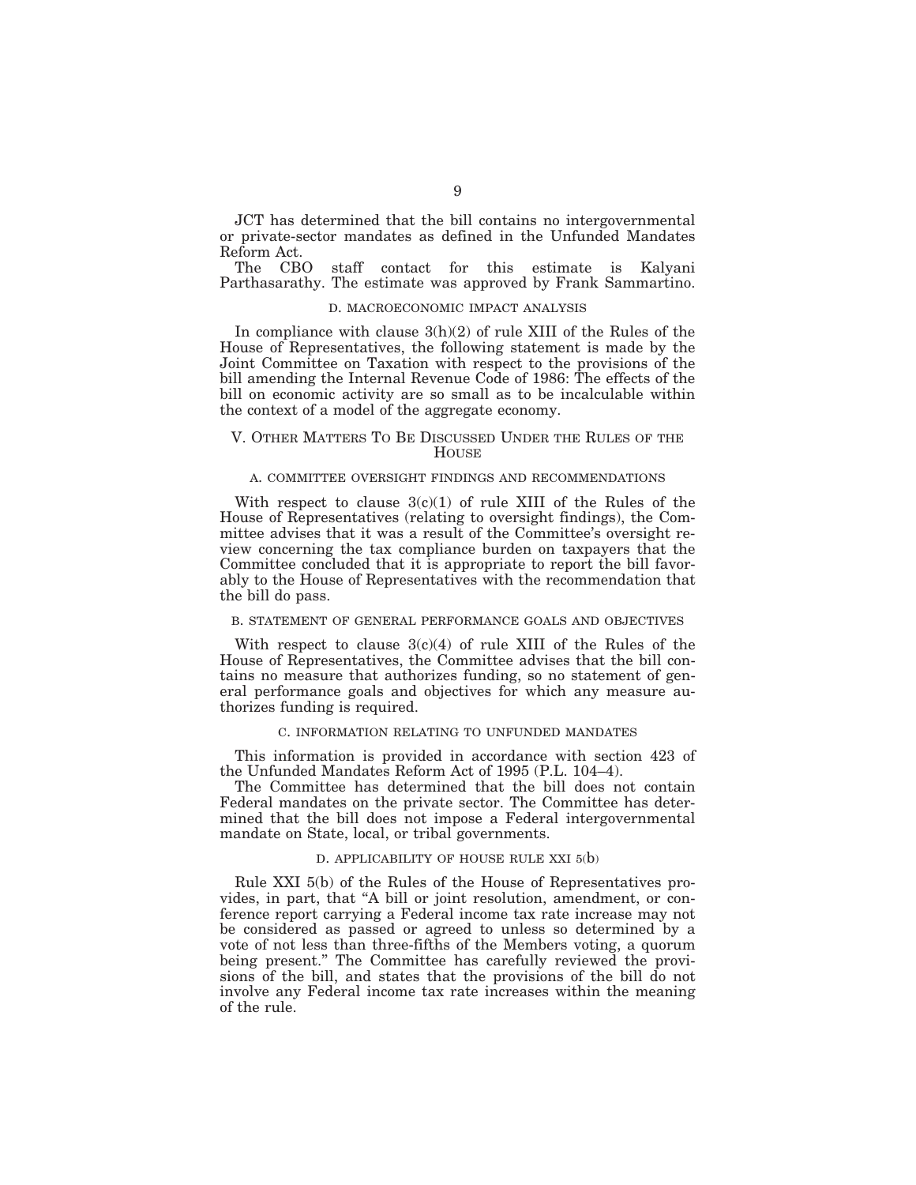JCT has determined that the bill contains no intergovernmental or private-sector mandates as defined in the Unfunded Mandates Reform Act.

The CBO staff contact for this estimate is Kalyani Parthasarathy. The estimate was approved by Frank Sammartino.

### D. MACROECONOMIC IMPACT ANALYSIS

In compliance with clause 3(h)(2) of rule XIII of the Rules of the House of Representatives, the following statement is made by the Joint Committee on Taxation with respect to the provisions of the bill amending the Internal Revenue Code of 1986: The effects of the bill on economic activity are so small as to be incalculable within the context of a model of the aggregate economy.

## V. OTHER MATTERS TO BE DISCUSSED UNDER THE RULES OF THE HOUSE

### A. COMMITTEE OVERSIGHT FINDINGS AND RECOMMENDATIONS

With respect to clause 3(c)(1) of rule XIII of the Rules of the House of Representatives (relating to oversight findings), the Committee advises that it was a result of the Committee's oversight review concerning the tax compliance burden on taxpayers that the Committee concluded that it is appropriate to report the bill favorably to the House of Representatives with the recommendation that the bill do pass.

### B. STATEMENT OF GENERAL PERFORMANCE GOALS AND OBJECTIVES

With respect to clause 3(c)(4) of rule XIII of the Rules of the House of Representatives, the Committee advises that the bill contains no measure that authorizes funding, so no statement of general performance goals and objectives for which any measure authorizes funding is required.

### C. INFORMATION RELATING TO UNFUNDED MANDATES

This information is provided in accordance with section 423 of the Unfunded Mandates Reform Act of 1995 (P.L. 104–4).

The Committee has determined that the bill does not contain Federal mandates on the private sector. The Committee has determined that the bill does not impose a Federal intergovernmental mandate on State, local, or tribal governments.

### D. APPLICABILITY OF HOUSE RULE XXI 5(b)

Rule XXI 5(b) of the Rules of the House of Representatives provides, in part, that "A bill or joint resolution, amendment, or conference report carrying a Federal income tax rate increase may not be considered as passed or agreed to unless so determined by a vote of not less than three-fifths of the Members voting, a quorum being present." The Committee has carefully reviewed the provisions of the bill, and states that the provisions of the bill do not involve any Federal income tax rate increases within the meaning of the rule.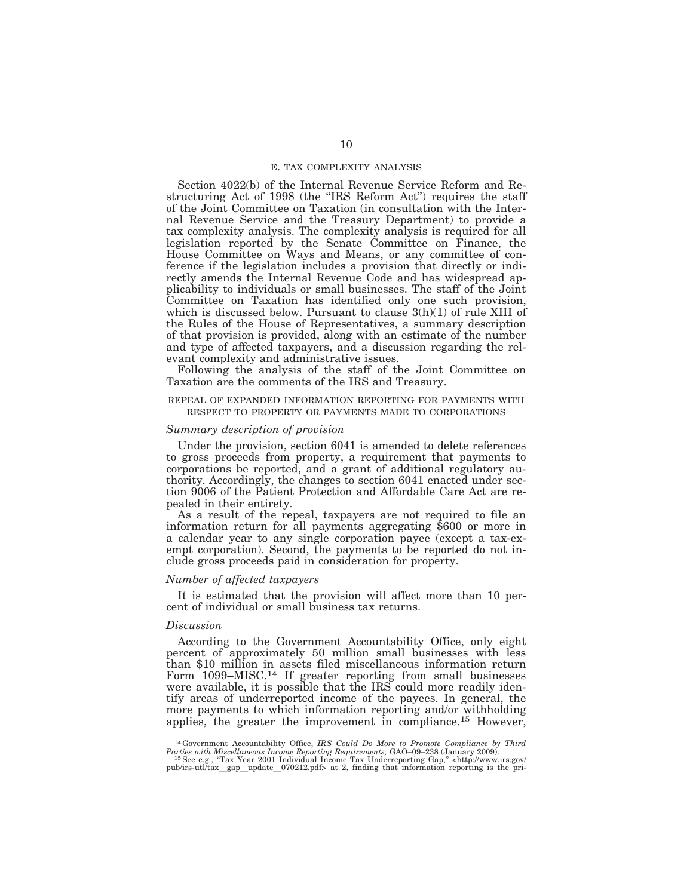## E. TAX COMPLEXITY ANALYSIS

Section 4022(b) of the Internal Revenue Service Reform and Restructuring Act of 1998 (the "IRS Reform Act") requires the staff of the Joint Committee on Taxation (in consultation with the Internal Revenue Service and the Treasury Department) to provide a tax complexity analysis. The complexity analysis is required for all legislation reported by the Senate Committee on Finance, the House Committee on Ways and Means, or any committee of conference if the legislation includes a provision that directly or indirectly amends the Internal Revenue Code and has widespread applicability to individuals or small businesses. The staff of the Joint Committee on Taxation has identified only one such provision, which is discussed below. Pursuant to clause 3(h)(1) of rule XIII of the Rules of the House of Representatives, a summary description of that provision is provided, along with an estimate of the number and type of affected taxpayers, and a discussion regarding the relevant complexity and administrative issues.

Following the analysis of the staff of the Joint Committee on Taxation are the comments of the IRS and Treasury.

### REPEAL OF EXPANDED INFORMATION REPORTING FOR PAYMENTS WITH RESPECT TO PROPERTY OR PAYMENTS MADE TO CORPORATIONS

*Summary description of provision*

Under the provision, section 6041 is amended to delete references to gross proceeds from property, a requirement that payments to corporations be reported, and a grant of additional regulatory authority. Accordingly, the changes to section 6041 enacted under section 9006 of the Patient Protection and Affordable Care Act are repealed in their entirety.

As a result of the repeal, taxpayers are not required to file an information return for all payments aggregating $600 or more in a calendar year to any single corporation payee (except a tax-exempt corporation). Second, the payments to be reported do not include gross proceeds paid in consideration for property.

*Number of affected taxpayers*

It is estimated that the provision will affect more than 10 percent of individual or small business tax returns.

*Discussion*

According to the Government Accountability Office, only eight percent of approximately 50 million small businesses with less than $10 million in assets filed miscellaneous information return Form 1099–MISC.[14] If greater reporting from small businesses were available, it is possible that the IRS could more readily identify areas of underreported income of the payees. In general, the more payments to which information reporting and/or withholding applies, the greater the improvement in compliance.[15] However,

---

[14] Government Accountability Office, *IRS Could Do More to Promote Compliance by Third Parties with Miscellaneous Income Reporting Requirements,* GAO–09–238 (January 2009).

[15] See e.g., "Tax Year 2001 Individual Income Tax Underreporting Gap," <http://www.irs.gov/pub/irs-utl/tax_gap_update_070212.pdf> at 2, finding that information reporting is the pri-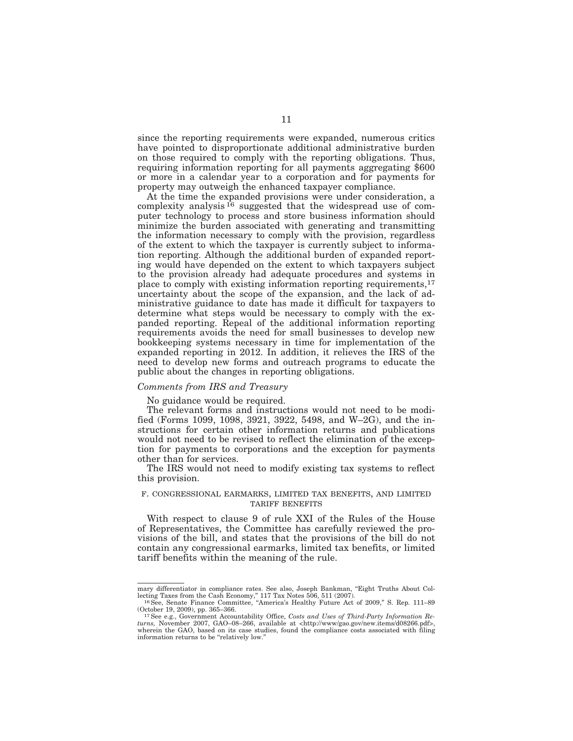since the reporting requirements were expanded, numerous critics have pointed to disproportionate additional administrative burden on those required to comply with the reporting obligations. Thus, requiring information reporting for all payments aggregating $600 or more in a calendar year to a corporation and for payments for property may outweigh the enhanced taxpayer compliance.

At the time the expanded provisions were under consideration, a complexity analysis[16] suggested that the widespread use of computer technology to process and store business information should minimize the burden associated with generating and transmitting the information necessary to comply with the provision, regardless of the extent to which the taxpayer is currently subject to information reporting. Although the additional burden of expanded reporting would have depended on the extent to which taxpayers subject to the provision already had adequate procedures and systems in place to comply with existing information reporting requirements,[17] uncertainty about the scope of the expansion, and the lack of administrative guidance to date has made it difficult for taxpayers to determine what steps would be necessary to comply with the expanded reporting. Repeal of the additional information reporting requirements avoids the need for small businesses to develop new bookkeeping systems necessary in time for implementation of the expanded reporting in 2012. In addition, it relieves the IRS of the need to develop new forms and outreach programs to educate the public about the changes in reporting obligations.

*Comments from IRS and Treasury*

No guidance would be required.

The relevant forms and instructions would not need to be modified (Forms 1099, 1098, 3921, 3922, 5498, and W–2G), and the instructions for certain other information returns and publications would not need to be revised to reflect the elimination of the exception for payments to corporations and the exception for payments other than for services.

The IRS would not need to modify existing tax systems to reflect this provision.

### F. CONGRESSIONAL EARMARKS, LIMITED TAX BENEFITS, AND LIMITED TARIFF BENEFITS

With respect to clause 9 of rule XXI of the Rules of the House of Representatives, the Committee has carefully reviewed the provisions of the bill, and states that the provisions of the bill do not contain any congressional earmarks, limited tax benefits, or limited tariff benefits within the meaning of the rule.

---

mary differentiator in compliance rates. See also, Joseph Bankman, "Eight Truths About Collecting Taxes from the Cash Economy," 117 Tax Notes 506, 511 (2007).

[16] See, Senate Finance Committee, "America's Healthy Future Act of 2009," S. Rep. 111–89 (October 19, 2009), pp. 365–366.

[17] See e.g., Government Accountability Office, *Costs and Uses of Third-Party Information Returns,* November 2007, GAO–08–266, available at <http://www.gao.gov/new.items/d08266.pdf>, wherein the GAO, based on its case studies, found the compliance costs associated with filing information returns to be "relatively low."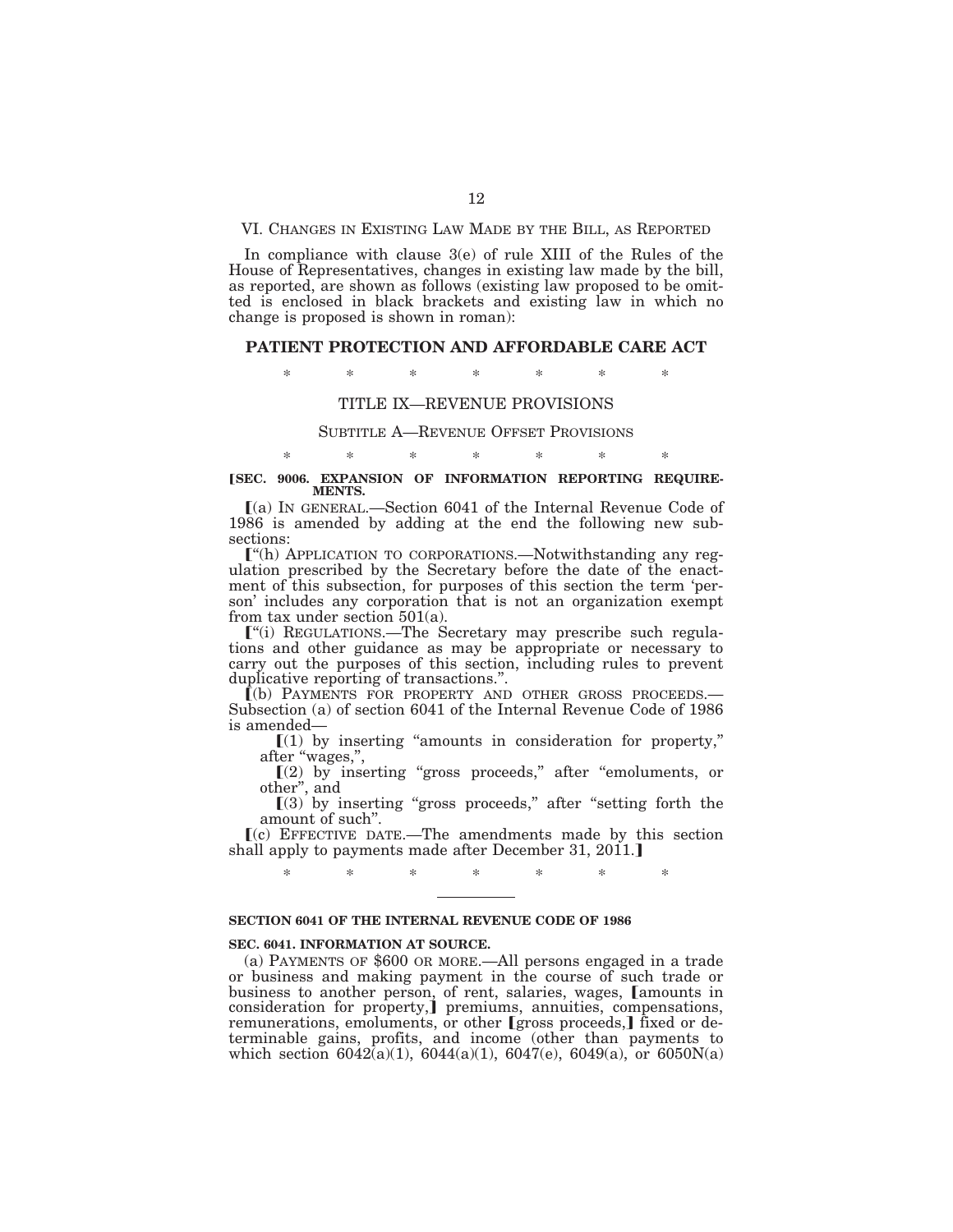## VI. CHANGES IN EXISTING LAW MADE BY THE BILL, AS REPORTED

In compliance with clause 3(e) of rule XIII of the Rules of the House of Representatives, changes in existing law made by the bill, as reported, are shown as follows (existing law proposed to be omitted is enclosed in black brackets and existing law in which no change is proposed is shown in roman):

## PATIENT PROTECTION AND AFFORDABLE CARE ACT

\* \* \* \* \* \* \*

### TITLE IX—REVENUE PROVISIONS

#### SUBTITLE A—REVENUE OFFSET PROVISIONS

\* \* \* \* \* \* \*

**[SEC. 9006. EXPANSION OF INFORMATION REPORTING REQUIREMENTS.**

[(a) IN GENERAL.—Section 6041 of the Internal Revenue Code of 1986 is amended by adding at the end the following new subsections:

["(h) APPLICATION TO CORPORATIONS.—Notwithstanding any regulation prescribed by the Secretary before the date of the enactment of this subsection, for purposes of this section the term 'person' includes any corporation that is not an organization exempt from tax under section 501(a).

["(i) REGULATIONS.—The Secretary may prescribe such regulations and other guidance as may be appropriate or necessary to carry out the purposes of this section, including rules to prevent duplicative reporting of transactions.".

[(b) PAYMENTS FOR PROPERTY AND OTHER GROSS PROCEEDS.—Subsection (a) of section 6041 of the Internal Revenue Code of 1986 is amended—

[(1) by inserting "amounts in consideration for property," after "wages,",

[(2) by inserting "gross proceeds," after "emoluments, or other", and

[(3) by inserting "gross proceeds," after "setting forth the amount of such".

[(c) EFFECTIVE DATE.—The amendments made by this section shall apply to payments made after December 31, 2011.]

\* \* \* \* \* \* \*

---

**SECTION 6041 OF THE INTERNAL REVENUE CODE OF 1986**

**SEC. 6041. INFORMATION AT SOURCE.**

(a) PAYMENTS OF $600 OR MORE.—All persons engaged in a trade or business and making payment in the course of such trade or business to another person, of rent, salaries, wages, [amounts in consideration for property,] premiums, annuities, compensations, remunerations, emoluments, or other [gross proceeds,] fixed or determinable gains, profits, and income (other than payments to which section 6042(a)(1), 6044(a)(1), 6047(e), 6049(a), or 6050N(a)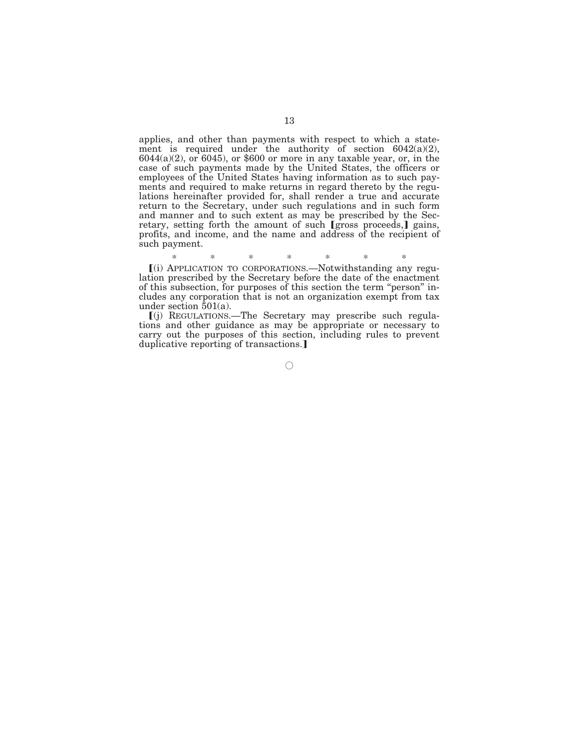applies, and other than payments with respect to which a statement is required under the authority of section 6042(a)(2), 6044(a)(2), or 6045), or $600 or more in any taxable year, or, in the case of such payments made by the United States, the officers or employees of the United States having information as to such payments and required to make returns in regard thereto by the regulations hereinafter provided for, shall render a true and accurate return to the Secretary, under such regulations and in such form and manner and to such extent as may be prescribed by the Secretary, setting forth the amount of such [gross proceeds,] gains, profits, and income, and the name and address of the recipient of such payment.

\* \* \* \* \* \* \*

[(i) APPLICATION TO CORPORATIONS.—Notwithstanding any regulation prescribed by the Secretary before the date of the enactment of this subsection, for purposes of this section the term "person" includes any corporation that is not an organization exempt from tax under section 501(a).

[(j) REGULATIONS.—The Secretary may prescribe such regulations and other guidance as may be appropriate or necessary to carry out the purposes of this section, including rules to prevent duplicative reporting of transactions.]

○